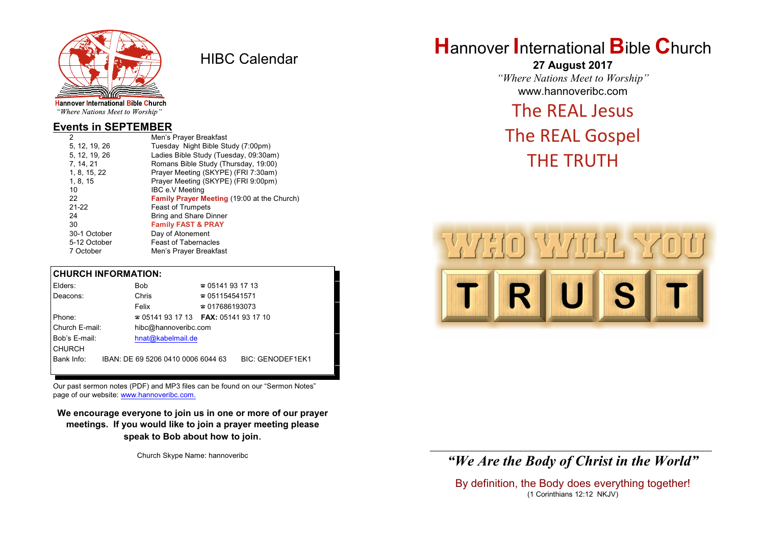HIBC Calendar

Hannover International Bible Church
*"Where Nations Meet to Worship"*

## Events in SEPTEMBER

| | |
|---|---|
| 2 | Men's Prayer Breakfast |
| 5, 12, 19, 26 | Tuesday Night Bible Study (7:00pm) |
| 5, 12, 19, 26 | Ladies Bible Study (Tuesday, 09:30am) |
| 7, 14, 21 | Romans Bible Study (Thursday, 19:00) |
| 1, 8, 15, 22 | Prayer Meeting (SKYPE) (FRI 7:30am) |
| 1, 8, 15 | Prayer Meeting (SKYPE) (FRI 9:00pm) |
| 10 | IBC e.V Meeting |
| 22 | **Family Prayer Meeting** (19:00 at the Church) |
| 21-22 | Feast of Trumpets |
| 24 | Bring and Share Dinner |
| 30 | **Family FAST & PRAY** |
| 30-1 October | Day of Atonement |
| 5-12 October | Feast of Tabernacles |
| 7 October | Men's Prayer Breakfast |

### CHURCH INFORMATION:

| | | |
|---|---|---|
| Elders: | Bob | ☎ 05141 93 17 13 |
| Deacons: | Chris | ☎ 051154541571 |
| | Felix | ☎ 017686193073 |
| Phone: | ☎ 05141 93 17 13 | **FAX:** 05141 93 17 10 |
| Church E-mail: | hibc@hannoveribc.com | |
| Bob's E-mail: | hnat@kabelmail.de | |
| CHURCH Bank Info: | IBAN: DE 69 5206 0410 0006 6044 63 | BIC: GENODEF1EK1 |

Our past sermon notes (PDF) and MP3 files can be found on our "Sermon Notes" page of our website: www.hannoveribc.com.

**We encourage everyone to join us in one or more of our prayer meetings. If you would like to join a prayer meeting please speak to Bob about how to join.**

Church Skype Name: hannoveribc

# Hannover International Bible Church

**27 August 2017**

*"Where Nations Meet to Worship"*

www.hannoveribc.com

## The REAL Jesus
## The REAL Gospel
## THE TRUTH

WHO WILL YOU TRUST

***"We Are the Body of Christ in the World"***

By definition, the Body does everything together!
(1 Corinthians 12:12 NKJV)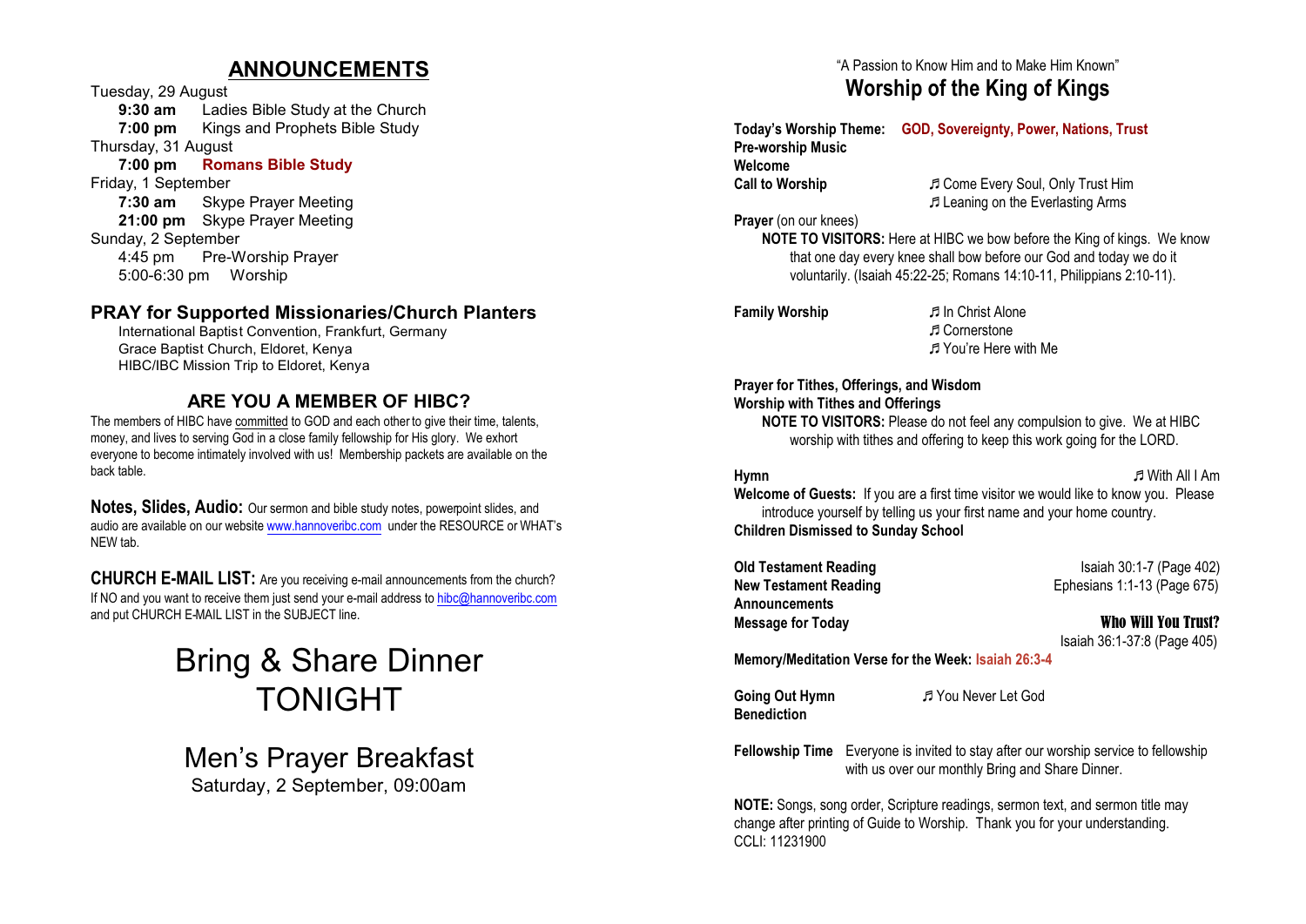## ANNOUNCEMENTS

Tuesday, 29 August

- **9:30 am** Ladies Bible Study at the Church
- **7:00 pm** Kings and Prophets Bible Study

Thursday, 31 August

- **7:00 pm** **Romans Bible Study**

Friday, 1 September

- **7:30 am** Skype Prayer Meeting
- **21:00 pm** Skype Prayer Meeting

Sunday, 2 September

- 4:45 pm Pre-Worship Prayer
- 5:00-6:30 pm Worship

### PRAY for Supported Missionaries/Church Planters

International Baptist Convention, Frankfurt, Germany
Grace Baptist Church, Eldoret, Kenya
HIBC/IBC Mission Trip to Eldoret, Kenya

### ARE YOU A MEMBER OF HIBC?

The members of HIBC have committed to GOD and each other to give their time, talents, money, and lives to serving God in a close family fellowship for His glory. We exhort everyone to become intimately involved with us! Membership packets are available on the back table.

**Notes, Slides, Audio:** Our sermon and bible study notes, powerpoint slides, and audio are available on our website www.hannoveribc.com under the RESOURCE or WHAT's NEW tab.

**CHURCH E-MAIL LIST:** Are you receiving e-mail announcements from the church? If NO and you want to receive them just send your e-mail address to hibc@hannoveribc.com and put CHURCH E-MAIL LIST in the SUBJECT line.

# Bring & Share Dinner TONIGHT

## Men's Prayer Breakfast

Saturday, 2 September, 09:00am

---

"A Passion to Know Him and to Make Him Known"

# Worship of the King of Kings

**Today's Worship Theme:** **GOD, Sovereignty, Power, Nations, Trust**

**Pre-worship Music**

**Welcome**

**Call to Worship** ♬ Come Every Soul, Only Trust Him
♬ Leaning on the Everlasting Arms

**Prayer** (on our knees)

**NOTE TO VISITORS:** Here at HIBC we bow before the King of kings. We know that one day every knee shall bow before our God and today we do it voluntarily. (Isaiah 45:22-25; Romans 14:10-11, Philippians 2:10-11).

**Family Worship** ♬ In Christ Alone
♬ Cornerstone
♬ You're Here with Me

**Prayer for Tithes, Offerings, and Wisdom**

**Worship with Tithes and Offerings**

**NOTE TO VISITORS:** Please do not feel any compulsion to give. We at HIBC worship with tithes and offering to keep this work going for the LORD.

**Hymn** ♬ With All I Am

**Welcome of Guests:** If you are a first time visitor we would like to know you. Please introduce yourself by telling us your first name and your home country.

**Children Dismissed to Sunday School**

**Old Testament Reading** Isaiah 30:1-7 (Page 402)

**New Testament Reading** Ephesians 1:1-13 (Page 675)

**Announcements**

**Message for Today** **Who Will You Trust?**
Isaiah 36:1-37:8 (Page 405)

**Memory/Meditation Verse for the Week:** **Isaiah 26:3-4**

**Going Out Hymn** ♬ You Never Let God

**Benediction**

**Fellowship Time** Everyone is invited to stay after our worship service to fellowship with us over our monthly Bring and Share Dinner.

**NOTE:** Songs, song order, Scripture readings, sermon text, and sermon title may change after printing of Guide to Worship. Thank you for your understanding.
CCLI: 11231900